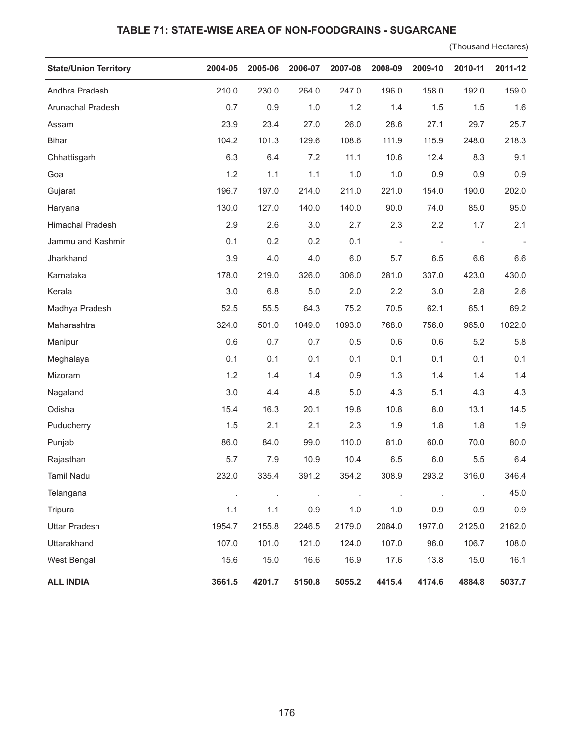## TABLE 71: STATE-WISE AREA OF NON-FOODGRAINS - SUGARCANE

(Thousand Hectares)

| State/Union Territory | 2004-05 | 2005-06 | 2006-07 | 2007-08 | 2008-09 | 2009-10 | 2010-11 | 2011-12 |
|---|---|---|---|---|---|---|---|---|
| Andhra Pradesh | 210.0 | 230.0 | 264.0 | 247.0 | 196.0 | 158.0 | 192.0 | 159.0 |
| Arunachal Pradesh | 0.7 | 0.9 | 1.0 | 1.2 | 1.4 | 1.5 | 1.5 | 1.6 |
| Assam | 23.9 | 23.4 | 27.0 | 26.0 | 28.6 | 27.1 | 29.7 | 25.7 |
| Bihar | 104.2 | 101.3 | 129.6 | 108.6 | 111.9 | 115.9 | 248.0 | 218.3 |
| Chhattisgarh | 6.3 | 6.4 | 7.2 | 11.1 | 10.6 | 12.4 | 8.3 | 9.1 |
| Goa | 1.2 | 1.1 | 1.1 | 1.0 | 1.0 | 0.9 | 0.9 | 0.9 |
| Gujarat | 196.7 | 197.0 | 214.0 | 211.0 | 221.0 | 154.0 | 190.0 | 202.0 |
| Haryana | 130.0 | 127.0 | 140.0 | 140.0 | 90.0 | 74.0 | 85.0 | 95.0 |
| Himachal Pradesh | 2.9 | 2.6 | 3.0 | 2.7 | 2.3 | 2.2 | 1.7 | 2.1 |
| Jammu and Kashmir | 0.1 | 0.2 | 0.2 | 0.1 | - | - | - | - |
| Jharkhand | 3.9 | 4.0 | 4.0 | 6.0 | 5.7 | 6.5 | 6.6 | 6.6 |
| Karnataka | 178.0 | 219.0 | 326.0 | 306.0 | 281.0 | 337.0 | 423.0 | 430.0 |
| Kerala | 3.0 | 6.8 | 5.0 | 2.0 | 2.2 | 3.0 | 2.8 | 2.6 |
| Madhya Pradesh | 52.5 | 55.5 | 64.3 | 75.2 | 70.5 | 62.1 | 65.1 | 69.2 |
| Maharashtra | 324.0 | 501.0 | 1049.0 | 1093.0 | 768.0 | 756.0 | 965.0 | 1022.0 |
| Manipur | 0.6 | 0.7 | 0.7 | 0.5 | 0.6 | 0.6 | 5.2 | 5.8 |
| Meghalaya | 0.1 | 0.1 | 0.1 | 0.1 | 0.1 | 0.1 | 0.1 | 0.1 |
| Mizoram | 1.2 | 1.4 | 1.4 | 0.9 | 1.3 | 1.4 | 1.4 | 1.4 |
| Nagaland | 3.0 | 4.4 | 4.8 | 5.0 | 4.3 | 5.1 | 4.3 | 4.3 |
| Odisha | 15.4 | 16.3 | 20.1 | 19.8 | 10.8 | 8.0 | 13.1 | 14.5 |
| Puducherry | 1.5 | 2.1 | 2.1 | 2.3 | 1.9 | 1.8 | 1.8 | 1.9 |
| Punjab | 86.0 | 84.0 | 99.0 | 110.0 | 81.0 | 60.0 | 70.0 | 80.0 |
| Rajasthan | 5.7 | 7.9 | 10.9 | 10.4 | 6.5 | 6.0 | 5.5 | 6.4 |
| Tamil Nadu | 232.0 | 335.4 | 391.2 | 354.2 | 308.9 | 293.2 | 316.0 | 346.4 |
| Telangana | . | . | . | . | . | . | . | 45.0 |
| Tripura | 1.1 | 1.1 | 0.9 | 1.0 | 1.0 | 0.9 | 0.9 | 0.9 |
| Uttar Pradesh | 1954.7 | 2155.8 | 2246.5 | 2179.0 | 2084.0 | 1977.0 | 2125.0 | 2162.0 |
| Uttarakhand | 107.0 | 101.0 | 121.0 | 124.0 | 107.0 | 96.0 | 106.7 | 108.0 |
| West Bengal | 15.6 | 15.0 | 16.6 | 16.9 | 17.6 | 13.8 | 15.0 | 16.1 |
| **ALL INDIA** | **3661.5** | **4201.7** | **5150.8** | **5055.2** | **4415.4** | **4174.6** | **4884.8** | **5037.7** |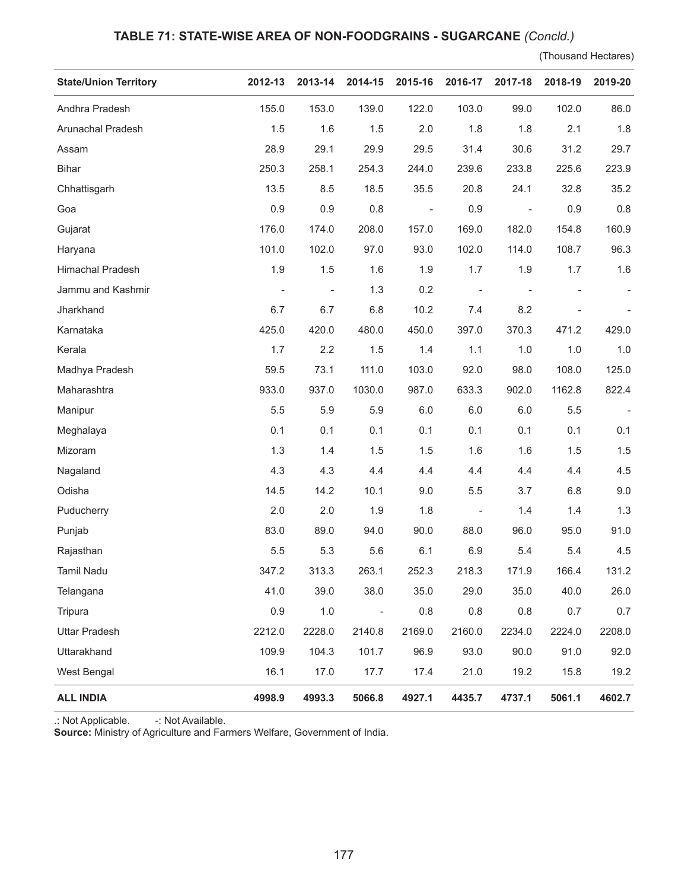## TABLE 71: STATE-WISE AREA OF NON-FOODGRAINS - SUGARCANE *(Concld.)*

(Thousand Hectares)

| State/Union Territory | 2012-13 | 2013-14 | 2014-15 | 2015-16 | 2016-17 | 2017-18 | 2018-19 | 2019-20 |
|---|---|---|---|---|---|---|---|---|
| Andhra Pradesh | 155.0 | 153.0 | 139.0 | 122.0 | 103.0 | 99.0 | 102.0 | 86.0 |
| Arunachal Pradesh | 1.5 | 1.6 | 1.5 | 2.0 | 1.8 | 1.8 | 2.1 | 1.8 |
| Assam | 28.9 | 29.1 | 29.9 | 29.5 | 31.4 | 30.6 | 31.2 | 29.7 |
| Bihar | 250.3 | 258.1 | 254.3 | 244.0 | 239.6 | 233.8 | 225.6 | 223.9 |
| Chhattisgarh | 13.5 | 8.5 | 18.5 | 35.5 | 20.8 | 24.1 | 32.8 | 35.2 |
| Goa | 0.9 | 0.9 | 0.8 | - | 0.9 | - | 0.9 | 0.8 |
| Gujarat | 176.0 | 174.0 | 208.0 | 157.0 | 169.0 | 182.0 | 154.8 | 160.9 |
| Haryana | 101.0 | 102.0 | 97.0 | 93.0 | 102.0 | 114.0 | 108.7 | 96.3 |
| Himachal Pradesh | 1.9 | 1.5 | 1.6 | 1.9 | 1.7 | 1.9 | 1.7 | 1.6 |
| Jammu and Kashmir | - | - | 1.3 | 0.2 | - | - | - | - |
| Jharkhand | 6.7 | 6.7 | 6.8 | 10.2 | 7.4 | 8.2 | - | - |
| Karnataka | 425.0 | 420.0 | 480.0 | 450.0 | 397.0 | 370.3 | 471.2 | 429.0 |
| Kerala | 1.7 | 2.2 | 1.5 | 1.4 | 1.1 | 1.0 | 1.0 | 1.0 |
| Madhya Pradesh | 59.5 | 73.1 | 111.0 | 103.0 | 92.0 | 98.0 | 108.0 | 125.0 |
| Maharashtra | 933.0 | 937.0 | 1030.0 | 987.0 | 633.3 | 902.0 | 1162.8 | 822.4 |
| Manipur | 5.5 | 5.9 | 5.9 | 6.0 | 6.0 | 6.0 | 5.5 | - |
| Meghalaya | 0.1 | 0.1 | 0.1 | 0.1 | 0.1 | 0.1 | 0.1 | 0.1 |
| Mizoram | 1.3 | 1.4 | 1.5 | 1.5 | 1.6 | 1.6 | 1.5 | 1.5 |
| Nagaland | 4.3 | 4.3 | 4.4 | 4.4 | 4.4 | 4.4 | 4.4 | 4.5 |
| Odisha | 14.5 | 14.2 | 10.1 | 9.0 | 5.5 | 3.7 | 6.8 | 9.0 |
| Puducherry | 2.0 | 2.0 | 1.9 | 1.8 | - | 1.4 | 1.4 | 1.3 |
| Punjab | 83.0 | 89.0 | 94.0 | 90.0 | 88.0 | 96.0 | 95.0 | 91.0 |
| Rajasthan | 5.5 | 5.3 | 5.6 | 6.1 | 6.9 | 5.4 | 5.4 | 4.5 |
| Tamil Nadu | 347.2 | 313.3 | 263.1 | 252.3 | 218.3 | 171.9 | 166.4 | 131.2 |
| Telangana | 41.0 | 39.0 | 38.0 | 35.0 | 29.0 | 35.0 | 40.0 | 26.0 |
| Tripura | 0.9 | 1.0 | - | 0.8 | 0.8 | 0.8 | 0.7 | 0.7 |
| Uttar Pradesh | 2212.0 | 2228.0 | 2140.8 | 2169.0 | 2160.0 | 2234.0 | 2224.0 | 2208.0 |
| Uttarakhand | 109.9 | 104.3 | 101.7 | 96.9 | 93.0 | 90.0 | 91.0 | 92.0 |
| West Bengal | 16.1 | 17.0 | 17.7 | 17.4 | 21.0 | 19.2 | 15.8 | 19.2 |
| **ALL INDIA** | **4998.9** | **4993.3** | **5066.8** | **4927.1** | **4435.7** | **4737.1** | **5061.1** | **4602.7** |

.: Not Applicable. -: Not Available.

**Source:** Ministry of Agriculture and Farmers Welfare, Government of India.